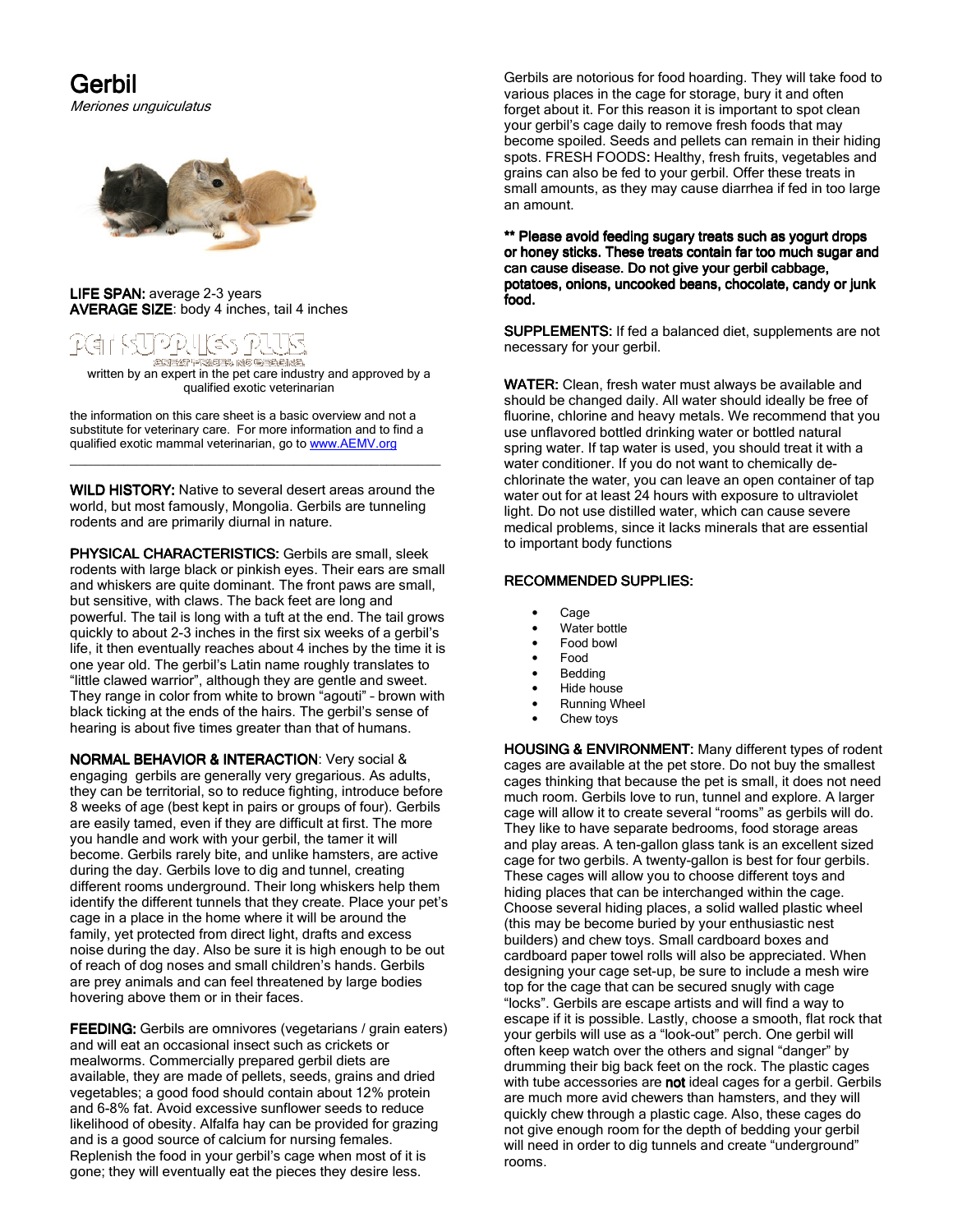# Gerbil

*Meriones unguiculatus*

**LIFE SPAN:** average 2-3 years
**AVERAGE SIZE**: body 4 inches, tail 4 inches

PET SUPPLIES PLUS
GREAT PRICES. NO GUESSING.

written by an expert in the pet care industry and approved by a qualified exotic veterinarian

the information on this care sheet is a basic overview and not a substitute for veterinary care. For more information and to find a qualified exotic mammal veterinarian, go to www.AEMV.org

---

**WILD HISTORY:** Native to several desert areas around the world, but most famously, Mongolia. Gerbils are tunneling rodents and are primarily diurnal in nature.

**PHYSICAL CHARACTERISTICS:** Gerbils are small, sleek rodents with large black or pinkish eyes. Their ears are small and whiskers are quite dominant. The front paws are small, but sensitive, with claws. The back feet are long and powerful. The tail is long with a tuft at the end. The tail grows quickly to about 2-3 inches in the first six weeks of a gerbil's life, it then eventually reaches about 4 inches by the time it is one year old. The gerbil's Latin name roughly translates to "little clawed warrior", although they are gentle and sweet. They range in color from white to brown "agouti" – brown with black ticking at the ends of the hairs. The gerbil's sense of hearing is about five times greater than that of humans.

**NORMAL BEHAVIOR & INTERACTION**: Very social & engaging gerbils are generally very gregarious. As adults, they can be territorial, so to reduce fighting, introduce before 8 weeks of age (best kept in pairs or groups of four). Gerbils are easily tamed, even if they are difficult at first. The more you handle and work with your gerbil, the tamer it will become. Gerbils rarely bite, and unlike hamsters, are active during the day. Gerbils love to dig and tunnel, creating different rooms underground. Their long whiskers help them identify the different tunnels that they create. Place your pet's cage in a place in the home where it will be around the family, yet protected from direct light, drafts and excess noise during the day. Also be sure it is high enough to be out of reach of dog noses and small children's hands. Gerbils are prey animals and can feel threatened by large bodies hovering above them or in their faces.

**FEEDING:** Gerbils are omnivores (vegetarians / grain eaters) and will eat an occasional insect such as crickets or mealworms. Commercially prepared gerbil diets are available, they are made of pellets, seeds, grains and dried vegetables; a good food should contain about 12% protein and 6-8% fat. Avoid excessive sunflower seeds to reduce likelihood of obesity. Alfalfa hay can be provided for grazing and is a good source of calcium for nursing females. Replenish the food in your gerbil's cage when most of it is gone; they will eventually eat the pieces they desire less.

Gerbils are notorious for food hoarding. They will take food to various places in the cage for storage, bury it and often forget about it. For this reason it is important to spot clean your gerbil's cage daily to remove fresh foods that may become spoiled. Seeds and pellets can remain in their hiding spots. FRESH FOODS: Healthy, fresh fruits, vegetables and grains can also be fed to your gerbil. Offer these treats in small amounts, as they may cause diarrhea if fed in too large an amount.

**\*\* Please avoid feeding sugary treats such as yogurt drops or honey sticks. These treats contain far too much sugar and can cause disease. Do not give your gerbil cabbage, potatoes, onions, uncooked beans, chocolate, candy or junk food.**

**SUPPLEMENTS:** If fed a balanced diet, supplements are not necessary for your gerbil.

**WATER:** Clean, fresh water must always be available and should be changed daily. All water should ideally be free of fluorine, chlorine and heavy metals. We recommend that you use unflavored bottled drinking water or bottled natural spring water. If tap water is used, you should treat it with a water conditioner. If you do not want to chemically de-chlorinate the water, you can leave an open container of tap water out for at least 24 hours with exposure to ultraviolet light. Do not use distilled water, which can cause severe medical problems, since it lacks minerals that are essential to important body functions

**RECOMMENDED SUPPLIES:**

- Cage
- Water bottle
- Food bowl
- Food
- Bedding
- Hide house
- Running Wheel
- Chew toys

**HOUSING & ENVIRONMENT:** Many different types of rodent cages are available at the pet store. Do not buy the smallest cages thinking that because the pet is small, it does not need much room. Gerbils love to run, tunnel and explore. A larger cage will allow it to create several "rooms" as gerbils will do. They like to have separate bedrooms, food storage areas and play areas. A ten-gallon glass tank is an excellent sized cage for two gerbils. A twenty-gallon is best for four gerbils. These cages will allow you to choose different toys and hiding places that can be interchanged within the cage. Choose several hiding places, a solid walled plastic wheel (this may be become buried by your enthusiastic nest builders) and chew toys. Small cardboard boxes and cardboard paper towel rolls will also be appreciated. When designing your cage set-up, be sure to include a mesh wire top for the cage that can be secured snugly with cage "locks". Gerbils are escape artists and will find a way to escape if it is possible. Lastly, choose a smooth, flat rock that your gerbils will use as a "look-out" perch. One gerbil will often keep watch over the others and signal "danger" by drumming their big back feet on the rock. The plastic cages with tube accessories are **not** ideal cages for a gerbil. Gerbils are much more avid chewers than hamsters, and they will quickly chew through a plastic cage. Also, these cages do not give enough room for the depth of bedding your gerbil will need in order to dig tunnels and create "underground" rooms.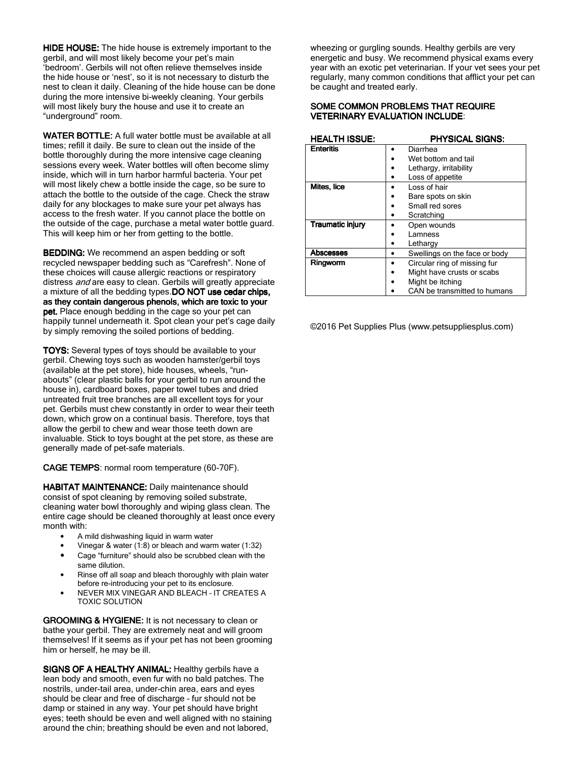**HIDE HOUSE:** The hide house is extremely important to the gerbil, and will most likely become your pet's main 'bedroom'. Gerbils will not often relieve themselves inside the hide house or 'nest', so it is not necessary to disturb the nest to clean it daily. Cleaning of the hide house can be done during the more intensive bi-weekly cleaning. Your gerbils will most likely bury the house and use it to create an "underground" room.

**WATER BOTTLE:** A full water bottle must be available at all times; refill it daily. Be sure to clean out the inside of the bottle thoroughly during the more intensive cage cleaning sessions every week. Water bottles will often become slimy inside, which will in turn harbor harmful bacteria. Your pet will most likely chew a bottle inside the cage, so be sure to attach the bottle to the outside of the cage. Check the straw daily for any blockages to make sure your pet always has access to the fresh water. If you cannot place the bottle on the outside of the cage, purchase a metal water bottle guard. This will keep him or her from getting to the bottle.

**BEDDING:** We recommend an aspen bedding or soft recycled newspaper bedding such as "Carefresh". None of these choices will cause allergic reactions or respiratory distress *and* are easy to clean. Gerbils will greatly appreciate a mixture of all the bedding types.**DO NOT use cedar chips, as they contain dangerous phenols, which are toxic to your pet.** Place enough bedding in the cage so your pet can happily tunnel underneath it. Spot clean your pet's cage daily by simply removing the soiled portions of bedding.

**TOYS:** Several types of toys should be available to your gerbil. Chewing toys such as wooden hamster/gerbil toys (available at the pet store), hide houses, wheels, "run-abouts" (clear plastic balls for your gerbil to run around the house in), cardboard boxes, paper towel tubes and dried untreated fruit tree branches are all excellent toys for your pet. Gerbils must chew constantly in order to wear their teeth down, which grow on a continual basis. Therefore, toys that allow the gerbil to chew and wear those teeth down are invaluable. Stick to toys bought at the pet store, as these are generally made of pet-safe materials.

**CAGE TEMPS**: normal room temperature (60-70F).

**HABITAT MAINTENANCE:** Daily maintenance should consist of spot cleaning by removing soiled substrate, cleaning water bowl thoroughly and wiping glass clean. The entire cage should be cleaned thoroughly at least once every month with:

- A mild dishwashing liquid in warm water
- Vinegar & water (1:8) or bleach and warm water (1:32)
- Cage "furniture" should also be scrubbed clean with the same dilution.
- Rinse off all soap and bleach thoroughly with plain water before re-introducing your pet to its enclosure.
- NEVER MIX VINEGAR AND BLEACH – IT CREATES A TOXIC SOLUTION

**GROOMING & HYGIENE:** It is not necessary to clean or bathe your gerbil. They are extremely neat and will groom themselves! If it seems as if your pet has not been grooming him or herself, he may be ill.

**SIGNS OF A HEALTHY ANIMAL:** Healthy gerbils have a lean body and smooth, even fur with no bald patches. The nostrils, under-tail area, under-chin area, ears and eyes should be clear and free of discharge – fur should not be damp or stained in any way. Your pet should have bright eyes; teeth should be even and well aligned with no staining around the chin; breathing should be even and not labored, wheezing or gurgling sounds. Healthy gerbils are very energetic and busy. We recommend physical exams every year with an exotic pet veterinarian. If your vet sees your pet regularly, many common conditions that afflict your pet can be caught and treated early.

**SOME COMMON PROBLEMS THAT REQUIRE VETERINARY EVALUATION INCLUDE**:

| HEALTH ISSUE: | PHYSICAL SIGNS: |
|---|---|
| **Enteritis** | • Diarrhea<br>• Wet bottom and tail<br>• Lethargy, irritability<br>• Loss of appetite |
| **Mites, lice** | • Loss of hair<br>• Bare spots on skin<br>• Small red sores<br>• Scratching |
| **Traumatic injury** | • Open wounds<br>• Lamness<br>• Lethargy |
| **Abscesses** | • Swellings on the face or body |
| **Ringworm** | • Circular ring of missing fur<br>• Might have crusts or scabs<br>• Might be itching<br>• CAN be transmitted to humans |

©2016 Pet Supplies Plus (www.petsuppliesplus.com)